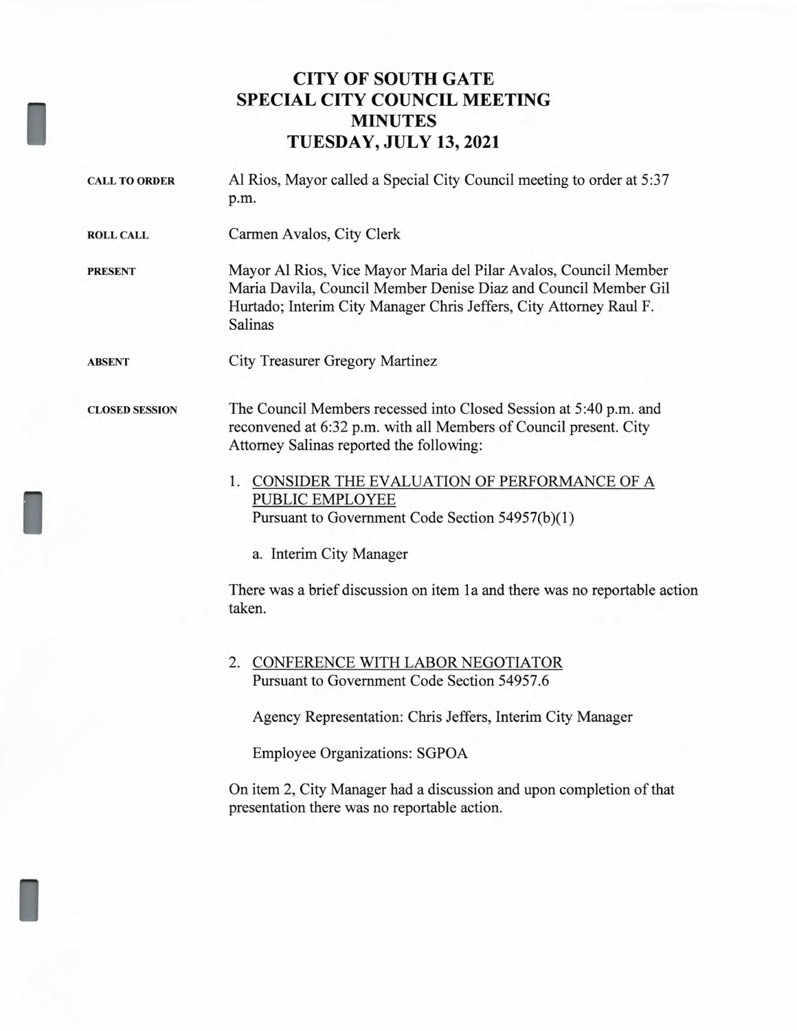# CITY OF SOUTH GATE
# SPECIAL CITY COUNCIL MEETING
# MINUTES
# TUESDAY, JULY 13, 2021

**CALL TO ORDER**

Al Rios, Mayor called a Special City Council meeting to order at 5:37 p.m.

**ROLL CALL**

Carmen Avalos, City Clerk

**PRESENT**

Mayor Al Rios, Vice Mayor Maria del Pilar Avalos, Council Member Maria Davila, Council Member Denise Diaz and Council Member Gil Hurtado; Interim City Manager Chris Jeffers, City Attorney Raul F. Salinas

**ABSENT**

City Treasurer Gregory Martinez

**CLOSED SESSION**

The Council Members recessed into Closed Session at 5:40 p.m. and reconvened at 6:32 p.m. with all Members of Council present. City Attorney Salinas reported the following:

1. CONSIDER THE EVALUATION OF PERFORMANCE OF A PUBLIC EMPLOYEE
   Pursuant to Government Code Section 54957(b)(1)

   a. Interim City Manager

There was a brief discussion on item 1a and there was no reportable action taken.

2. CONFERENCE WITH LABOR NEGOTIATOR
   Pursuant to Government Code Section 54957.6

   Agency Representation: Chris Jeffers, Interim City Manager

   Employee Organizations: SGPOA

On item 2, City Manager had a discussion and upon completion of that presentation there was no reportable action.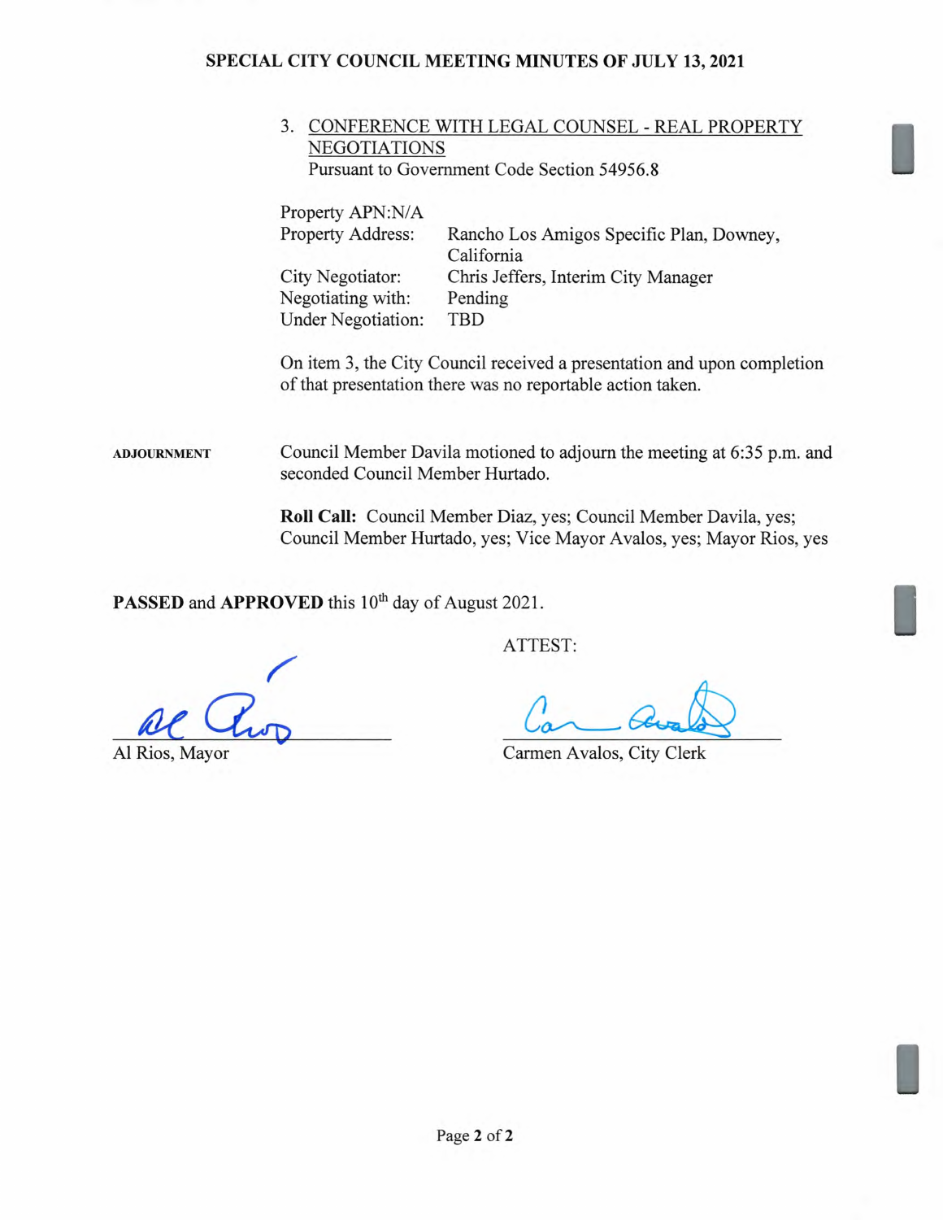3. CONFERENCE WITH LEGAL COUNSEL - REAL PROPERTY NEGOTIATIONS
   Pursuant to Government Code Section 54956.8

| | |
|---|---|
| Property APN:N/A | |
| Property Address: | Rancho Los Amigos Specific Plan, Downey, California |
| City Negotiator: | Chris Jeffers, Interim City Manager |
| Negotiating with: | Pending |
| Under Negotiation: | TBD |

On item 3, the City Council received a presentation and upon completion of that presentation there was no reportable action taken.

**ADJOURNMENT**

Council Member Davila motioned to adjourn the meeting at 6:35 p.m. and seconded Council Member Hurtado.

**Roll Call:** Council Member Diaz, yes; Council Member Davila, yes; Council Member Hurtado, yes; Vice Mayor Avalos, yes; Mayor Rios, yes

**PASSED** and **APPROVED** this 10th day of August 2021.

ATTEST:

Al Rios, Mayor

Carmen Avalos, City Clerk